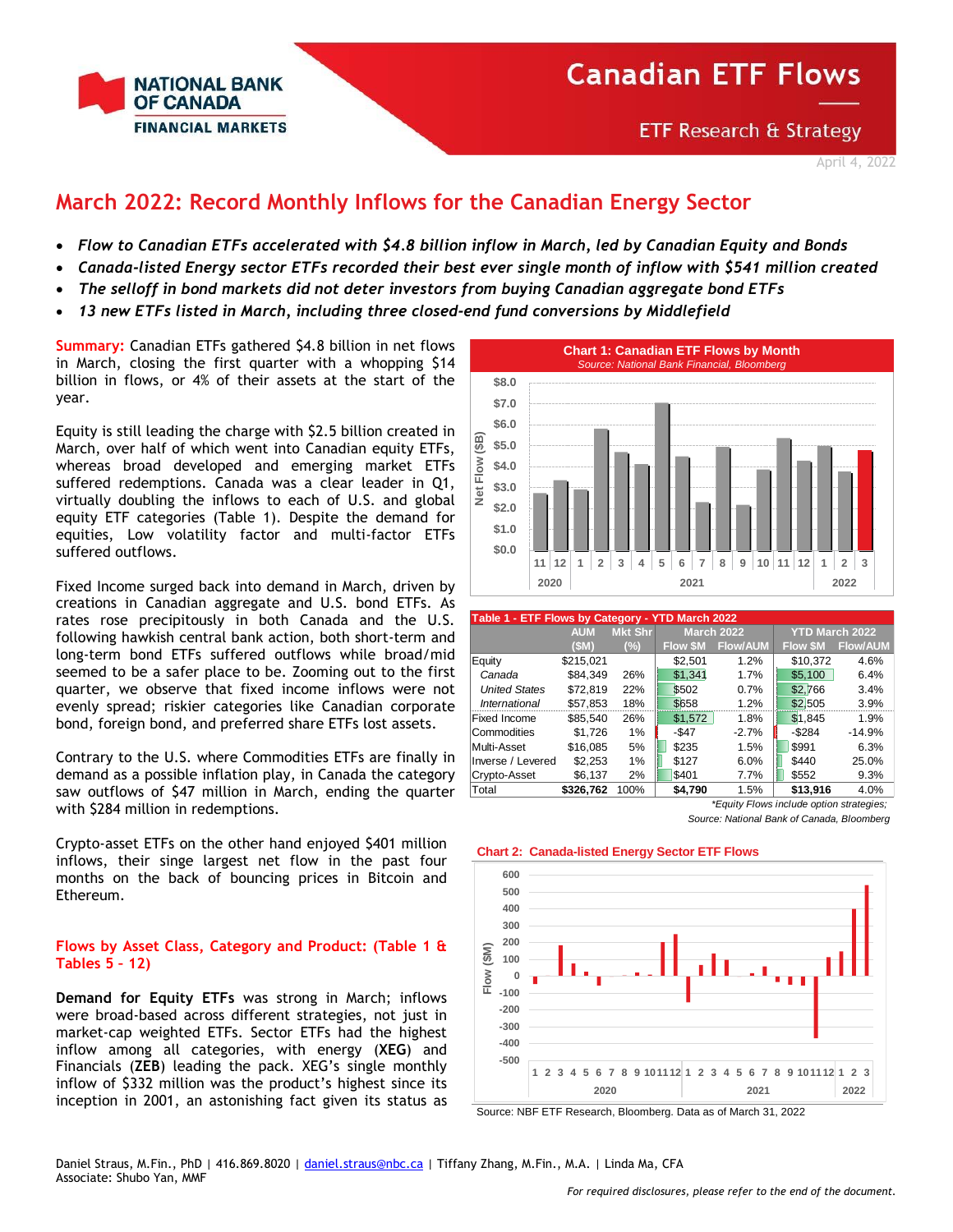# Canadian ETF Flows

ETF Research & Strategy

April 4, 2022

## March 2022: Record Monthly Inflows for the Canadian Energy Sector

- *Flow to Canadian ETFs accelerated with $4.8 billion inflow in March, led by Canadian Equity and Bonds*
- *Canada-listed Energy sector ETFs recorded their best ever single month of inflow with $541 million created*
- *The selloff in bond markets did not deter investors from buying Canadian aggregate bond ETFs*
- *13 new ETFs listed in March, including three closed-end fund conversions by Middlefield*

**Summary:** Canadian ETFs gathered $4.8 billion in net flows in March, closing the first quarter with a whopping $14 billion in flows, or 4% of their assets at the start of the year.

Equity is still leading the charge with $2.5 billion created in March, over half of which went into Canadian equity ETFs, whereas broad developed and emerging market ETFs suffered redemptions. Canada was a clear leader in Q1, virtually doubling the inflows to each of U.S. and global equity ETF categories (Table 1). Despite the demand for equities, Low volatility factor and multi-factor ETFs suffered outflows.

Fixed Income surged back into demand in March, driven by creations in Canadian aggregate and U.S. bond ETFs. As rates rose precipitously in both Canada and the U.S. following hawkish central bank action, both short-term and long-term bond ETFs suffered outflows while broad/mid seemed to be a safer place to be. Zooming out to the first quarter, we observe that fixed income inflows were not evenly spread; riskier categories like Canadian corporate bond, foreign bond, and preferred share ETFs lost assets.

Contrary to the U.S. where Commodities ETFs are finally in demand as a possible inflation play, in Canada the category saw outflows of $47 million in March, ending the quarter with $284 million in redemptions.

Crypto-asset ETFs on the other hand enjoyed $401 million inflows, their singe largest net flow in the past four months on the back of bouncing prices in Bitcoin and Ethereum.

### Flows by Asset Class, Category and Product: (Table 1 & Tables 5 – 12)

**Demand for Equity ETFs** was strong in March; inflows were broad-based across different strategies, not just in market-cap weighted ETFs. Sector ETFs had the highest inflow among all categories, with energy (**XEG**) and Financials (**ZEB**) leading the pack. XEG's single monthly inflow of $332 million was the product's highest since its inception in 2001, an astonishing fact given its status as

**Chart 1: Canadian ETF Flows by Month**
*Source: National Bank Financial, Bloomberg*

**Table 1 - ETF Flows by Category - YTD March 2022**

| | AUM ($M) | Mkt Shr (%) | March 2022 Flow $M | March 2022 Flow/AUM | YTD March 2022 Flow $M | YTD March 2022 Flow/AUM |
|---|---|---|---|---|---|---|
| Equity | $215,021 | | $2,501 | 1.2% | $10,372 | 4.6% |
| *Canada* | $84,349 | 26% | $1,341 | 1.7% | $5,100 | 6.4% |
| *United States* | $72,819 | 22% | $502 | 0.7% | $2,766 | 3.4% |
| *International* | $57,853 | 18% | $658 | 1.2% | $2,505 | 3.9% |
| Fixed Income | $85,540 | 26% | $1,572 | 1.8% | $1,845 | 1.9% |
| Commodities | $1,726 | 1% | -$47 | -2.7% | -$284 | -14.9% |
| Multi-Asset | $16,085 | 5% | $235 | 1.5% | $991 | 6.3% |
| Inverse / Levered | $2,253 | 1% | $127 | 6.0% | $440 | 25.0% |
| Crypto-Asset | $6,137 | 2% | $401 | 7.7% | $552 | 9.3% |
| Total | **$326,762** | 100% | **$4,790** | 1.5% | **$13,916** | 4.0% |

*\*Equity Flows include option strategies;*
*Source: National Bank of Canada, Bloomberg*

**Chart 2: Canada-listed Energy Sector ETF Flows**

Source: NBF ETF Research, Bloomberg. Data as of March 31, 2022

Daniel Straus, M.Fin., PhD | 416.869.8020 | daniel.straus@nbc.ca | Tiffany Zhang, M.Fin., M.A. | Linda Ma, CFA
Associate: Shubo Yan, MMF

*For required disclosures, please refer to the end of the document.*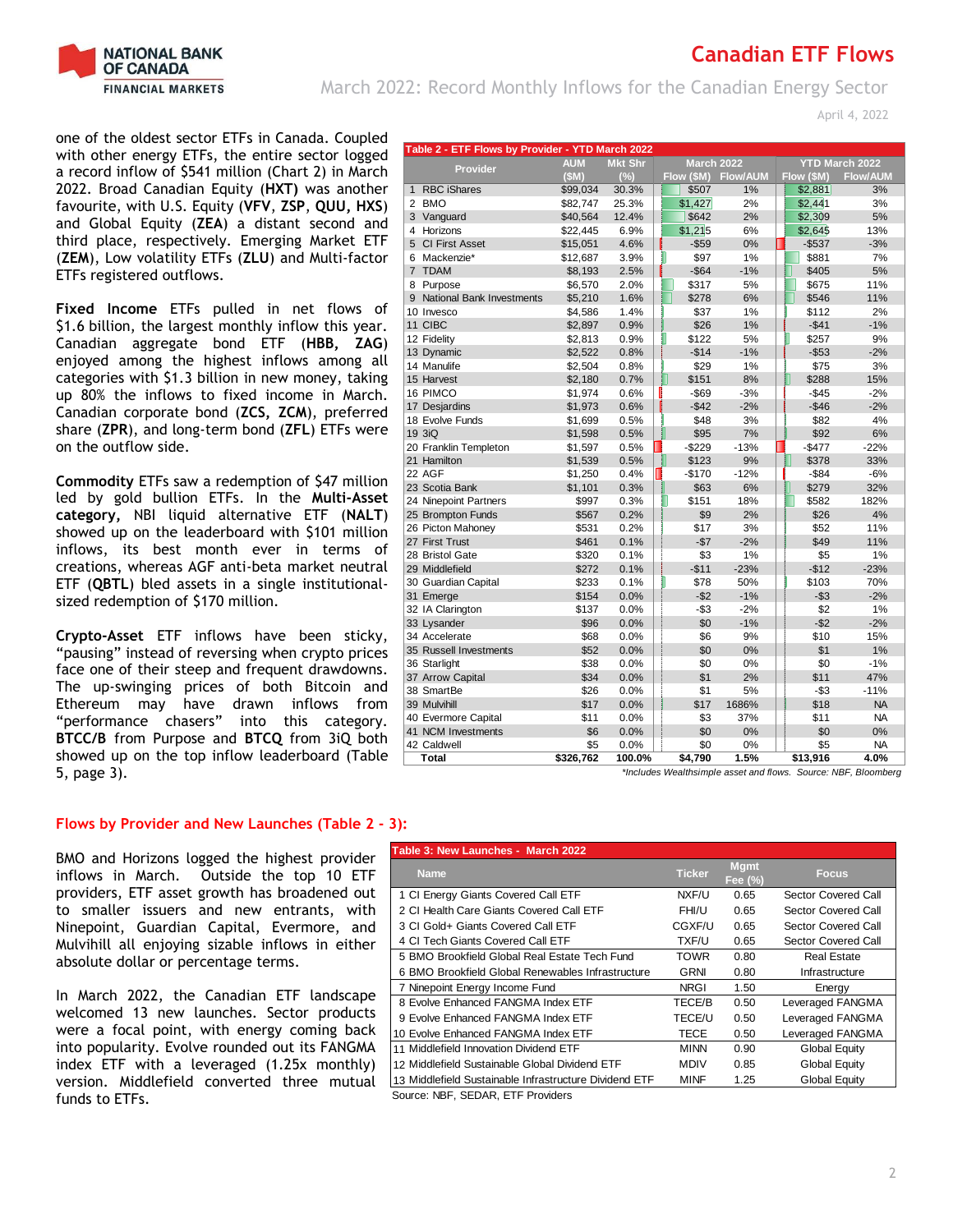one of the oldest sector ETFs in Canada. Coupled with other energy ETFs, the entire sector logged a record inflow of $541 million (Chart 2) in March 2022. Broad Canadian Equity (**HXT**) was another favourite, with U.S. Equity (**VFV**, **ZSP**, **QUU, HXS**) and Global Equity (**ZEA**) a distant second and third place, respectively. Emerging Market ETF (**ZEM**), Low volatility ETFs (**ZLU**) and Multi-factor ETFs registered outflows.

**Fixed Income** ETFs pulled in net flows of $1.6 billion, the largest monthly inflow this year. Canadian aggregate bond ETF (**HBB, ZAG**) enjoyed among the highest inflows among all categories with $1.3 billion in new money, taking up 80% the inflows to fixed income in March. Canadian corporate bond (**ZCS, ZCM**), preferred share (**ZPR**), and long-term bond (**ZFL**) ETFs were on the outflow side.

**Commodity** ETFs saw a redemption of $47 million led by gold bullion ETFs. In the **Multi-Asset category,** NBI liquid alternative ETF (**NALT**) showed up on the leaderboard with $101 million inflows, its best month ever in terms of creations, whereas AGF anti-beta market neutral ETF (**QBTL**) bled assets in a single institutional-sized redemption of $170 million.

**Crypto-Asset** ETF inflows have been sticky, "pausing" instead of reversing when crypto prices face one of their steep and frequent drawdowns. The up-swinging prices of both Bitcoin and Ethereum may have drawn inflows from "performance chasers" into this category. **BTCC/B** from Purpose and **BTCQ** from 3iQ both showed up on the top inflow leaderboard (Table 5, page 3).

**Table 2 - ETF Flows by Provider - YTD March 2022**

| | Provider | AUM ($M) | Mkt Shr (%) | March 2022 Flow ($M) | March 2022 Flow/AUM | YTD March 2022 Flow ($M) | YTD March 2022 Flow/AUM |
|---|---|---|---|---|---|---|---|
| 1 | RBC iShares | $99,034 | 30.3% | $507 | 1% | $2,881 | 3% |
| 2 | BMO | $82,747 | 25.3% | $1,427 | 2% | $2,441 | 3% |
| 3 | Vanguard | $40,564 | 12.4% | $642 | 2% | $2,309 | 5% |
| 4 | Horizons | $22,445 | 6.9% | $1,215 | 6% | $2,645 | 13% |
| 5 | CI First Asset | $15,051 | 4.6% | -$59 | 0% | -$537 | -3% |
| 6 | Mackenzie* | $12,687 | 3.9% | $97 | 1% | $881 | 7% |
| 7 | TDAM | $8,193 | 2.5% | -$64 | -1% | $405 | 5% |
| 8 | Purpose | $6,570 | 2.0% | $317 | 5% | $675 | 11% |
| 9 | National Bank Investments | $5,210 | 1.6% | $278 | 6% | $546 | 11% |
| 10 | Invesco | $4,586 | 1.4% | $37 | 1% | $112 | 2% |
| 11 | CIBC | $2,897 | 0.9% | $26 | 1% | -$41 | -1% |
| 12 | Fidelity | $2,813 | 0.9% | $122 | 5% | $257 | 9% |
| 13 | Dynamic | $2,522 | 0.8% | -$14 | -1% | -$53 | -2% |
| 14 | Manulife | $2,504 | 0.8% | $29 | 1% | $75 | 3% |
| 15 | Harvest | $2,180 | 0.7% | $151 | 8% | $288 | 15% |
| 16 | PIMCO | $1,974 | 0.6% | -$69 | -3% | -$45 | -2% |
| 17 | Desjardins | $1,973 | 0.6% | -$42 | -2% | -$46 | -2% |
| 18 | Evolve Funds | $1,699 | 0.5% | $48 | 3% | $82 | 4% |
| 19 | 3iQ | $1,598 | 0.5% | $95 | 7% | $92 | 6% |
| 20 | Franklin Templeton | $1,597 | 0.5% | -$229 | -13% | -$477 | -22% |
| 21 | Hamilton | $1,539 | 0.5% | $123 | 9% | $378 | 33% |
| 22 | AGF | $1,250 | 0.4% | -$170 | -12% | -$84 | -6% |
| 23 | Scotia Bank | $1,101 | 0.3% | $63 | 6% | $279 | 32% |
| 24 | Ninepoint Partners | $997 | 0.3% | $151 | 18% | $582 | 182% |
| 25 | Brompton Funds | $567 | 0.2% | $9 | 2% | $26 | 4% |
| 26 | Picton Mahoney | $531 | 0.2% | $17 | 3% | $52 | 11% |
| 27 | First Trust | $461 | 0.1% | -$7 | -2% | $49 | 11% |
| 28 | Bristol Gate | $320 | 0.1% | $3 | 1% | $5 | 1% |
| 29 | Middlefield | $272 | 0.1% | -$11 | -23% | -$12 | -23% |
| 30 | Guardian Capital | $233 | 0.1% | $78 | 50% | $103 | 70% |
| 31 | Emerge | $154 | 0.0% | -$2 | -1% | -$3 | -2% |
| 32 | IA Clarington | $137 | 0.0% | -$3 | -2% | $2 | 1% |
| 33 | Lysander | $96 | 0.0% | $0 | -1% | -$2 | -2% |
| 34 | Accelerate | $68 | 0.0% | $6 | 9% | $10 | 15% |
| 35 | Russell Investments | $52 | 0.0% | $0 | 0% | $1 | 1% |
| 36 | Starlight | $38 | 0.0% | $0 | 0% | $0 | -1% |
| 37 | Arrow Capital | $34 | 0.0% | $1 | 2% | $11 | 47% |
| 38 | SmartBe | $26 | 0.0% | $1 | 5% | -$3 | -11% |
| 39 | Mulvihill | $17 | 0.0% | $17 | 1686% | $18 | NA |
| 40 | Evermore Capital | $11 | 0.0% | $3 | 37% | $11 | NA |
| 41 | NCM Investments | $6 | 0.0% | $0 | 0% | $0 | 0% |
| 42 | Caldwell | $5 | 0.0% | $0 | 0% | $5 | NA |
| | **Total** | **$326,762** | **100.0%** | **$4,790** | **1.5%** | **$13,916** | **4.0%** |

*\*Includes Wealthsimple asset and flows. Source: NBF, Bloomberg*

## Flows by Provider and New Launches (Table 2 - 3):

BMO and Horizons logged the highest provider inflows in March. Outside the top 10 ETF providers, ETF asset growth has broadened out to smaller issuers and new entrants, with Ninepoint, Guardian Capital, Evermore, and Mulvihill all enjoying sizable inflows in either absolute dollar or percentage terms.

In March 2022, the Canadian ETF landscape welcomed 13 new launches. Sector products were a focal point, with energy coming back into popularity. Evolve rounded out its FANGMA index ETF with a leveraged (1.25x monthly) version. Middlefield converted three mutual funds to ETFs.

**Table 3: New Launches - March 2022**

| | Name | Ticker | Mgmt Fee (%) | Focus |
|---|---|---|---|---|
| 1 | CI Energy Giants Covered Call ETF | NXF/U | 0.65 | Sector Covered Call |
| 2 | CI Health Care Giants Covered Call ETF | FHI/U | 0.65 | Sector Covered Call |
| 3 | CI Gold+ Giants Covered Call ETF | CGXF/U | 0.65 | Sector Covered Call |
| 4 | CI Tech Giants Covered Call ETF | TXF/U | 0.65 | Sector Covered Call |
| 5 | BMO Brookfield Global Real Estate Tech Fund | TOWR | 0.80 | Real Estate |
| 6 | BMO Brookfield Global Renewables Infrastructure | GRNI | 0.80 | Infrastructure |
| 7 | Ninepoint Energy Income Fund | NRGI | 1.50 | Energy |
| 8 | Evolve Enhanced FANGMA Index ETF | TECE/B | 0.50 | Leveraged FANGMA |
| 9 | Evolve Enhanced FANGMA Index ETF | TECE/U | 0.50 | Leveraged FANGMA |
| 10 | Evolve Enhanced FANGMA Index ETF | TECE | 0.50 | Leveraged FANGMA |
| 11 | Middlefield Innovation Dividend ETF | MINN | 0.90 | Global Equity |
| 12 | Middlefield Sustainable Global Dividend ETF | MDIV | 0.85 | Global Equity |
| 13 | Middlefield Sustainable Infrastructure Dividend ETF | MINF | 1.25 | Global Equity |

Source: NBF, SEDAR, ETF Providers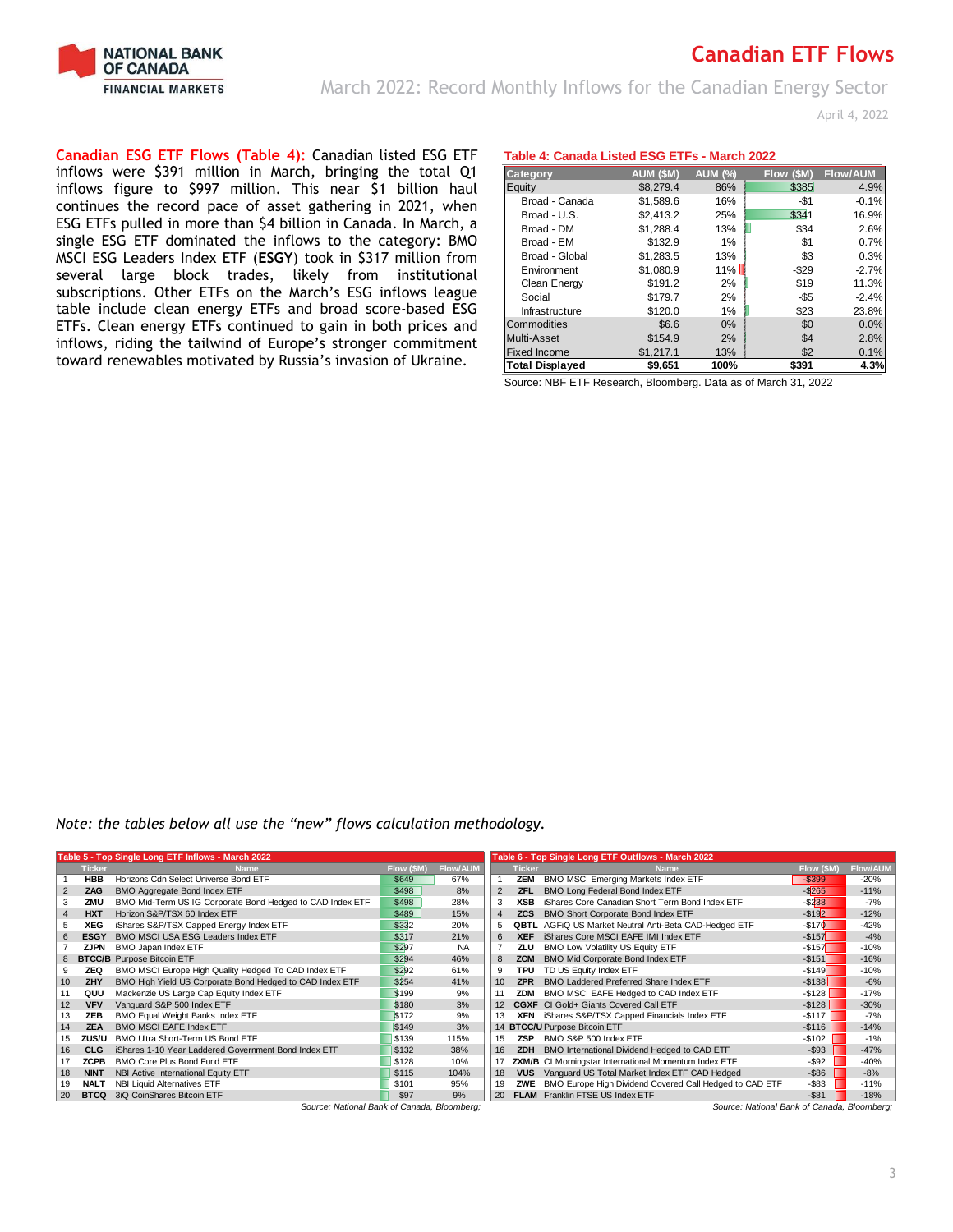**Canadian ESG ETF Flows (Table 4):** Canadian listed ESG ETF inflows were $391 million in March, bringing the total Q1 inflows figure to $997 million. This near $1 billion haul continues the record pace of asset gathering in 2021, when ESG ETFs pulled in more than $4 billion in Canada. In March, a single ESG ETF dominated the inflows to the category: BMO MSCI ESG Leaders Index ETF (**ESGY**) took in $317 million from several large block trades, likely from institutional subscriptions. Other ETFs on the March's ESG inflows league table include clean energy ETFs and broad score-based ESG ETFs. Clean energy ETFs continued to gain in both prices and inflows, riding the tailwind of Europe's stronger commitment toward renewables motivated by Russia's invasion of Ukraine.

**Table 4: Canada Listed ESG ETFs - March 2022**

| Category | AUM ($M) | AUM (%) | Flow ($M) | Flow/AUM |
|---|---|---|---|---|
| Equity | $8,279.4 | 86% | $385 | 4.9% |
| Broad - Canada | $1,589.6 | 16% | -$1 | -0.1% |
| Broad - U.S. | $2,413.2 | 25% | $341 | 16.9% |
| Broad - DM | $1,288.4 | 13% | $34 | 2.6% |
| Broad - EM | $132.9 | 1% | $1 | 0.7% |
| Broad - Global | $1,283.5 | 13% | $3 | 0.3% |
| Environment | $1,080.9 | 11% | -$29 | -2.7% |
| Clean Energy | $191.2 | 2% | $19 | 11.3% |
| Social | $179.7 | 2% | -$5 | -2.4% |
| Infrastructure | $120.0 | 1% | $23 | 23.8% |
| Commodities | $6.6 | 0% | $0 | 0.0% |
| Multi-Asset | $154.9 | 2% | $4 | 2.8% |
| Fixed Income | $1,217.1 | 13% | $2 | 0.1% |
| **Total Displayed** | **$9,651** | **100%** | **$391** | **4.3%** |

Source: NBF ETF Research, Bloomberg. Data as of March 31, 2022

*Note: the tables below all use the "new" flows calculation methodology.*

**Table 5 - Top Single Long ETF Inflows - March 2022**

| | Ticker | Name | Flow ($M) | Flow/AUM |
|---|---|---|---|---|
| 1 | HBB | Horizons Cdn Select Universe Bond ETF | $649 | 67% |
| 2 | ZAG | BMO Aggregate Bond Index ETF | $498 | 8% |
| 3 | ZMU | BMO Mid-Term US IG Corporate Bond Hedged to CAD Index ETF | $498 | 28% |
| 4 | HXT | Horizon S&P/TSX 60 Index ETF | $489 | 15% |
| 5 | XEG | iShares S&P/TSX Capped Energy Index ETF | $332 | 20% |
| 6 | ESGY | BMO MSCI USA ESG Leaders Index ETF | $317 | 21% |
| 7 | ZJPN | BMO Japan Index ETF | $297 | NA |
| 8 | BTCC/B | Purpose Bitcoin ETF | $294 | 46% |
| 9 | ZEQ | BMO MSCI Europe High Quality Hedged To CAD Index ETF | $292 | 61% |
| 10 | ZHY | BMO High Yield US Corporate Bond Hedged to CAD Index ETF | $254 | 41% |
| 11 | QUU | Mackenzie US Large Cap Equity Index ETF | $199 | 9% |
| 12 | VFV | Vanguard S&P 500 Index ETF | $180 | 3% |
| 13 | ZEB | BMO Equal Weight Banks Index ETF | $172 | 9% |
| 14 | ZEA | BMO MSCI EAFE Index ETF | $149 | 3% |
| 15 | ZUS/U | BMO Ultra Short-Term US Bond ETF | $139 | 115% |
| 16 | CLG | iShares 1-10 Year Laddered Government Bond Index ETF | $132 | 38% |
| 17 | ZCPB | BMO Core Plus Bond Fund ETF | $128 | 10% |
| 18 | NINT | NBI Active International Equity ETF | $115 | 104% |
| 19 | NALT | NBI Liquid Alternatives ETF | $101 | 95% |
| 20 | BTCQ | 3iQ CoinShares Bitcoin ETF | $97 | 9% |

*Source: National Bank of Canada, Bloomberg;*

**Table 6 - Top Single Long ETF Outflows - March 2022**

| | Ticker | Name | Flow ($M) | Flow/AUM |
|---|---|---|---|---|
| 1 | ZEM | BMO MSCI Emerging Markets Index ETF | -$399 | -20% |
| 2 | ZFL | BMO Long Federal Bond Index ETF | -$265 | -11% |
| 3 | XSB | iShares Core Canadian Short Term Bond Index ETF | -$238 | -7% |
| 4 | ZCS | BMO Short Corporate Bond Index ETF | -$192 | -12% |
| 5 | QBTL | AGFiQ US Market Neutral Anti-Beta CAD-Hedged ETF | -$170 | -42% |
| 6 | XEF | iShares Core MSCI EAFE IMI Index ETF | -$157 | -4% |
| 7 | ZLU | BMO Low Volatility US Equity ETF | -$157 | -10% |
| 8 | ZCM | BMO Mid Corporate Bond Index ETF | -$151 | -16% |
| 9 | TPU | TD US Equity Index ETF | -$149 | -10% |
| 10 | ZPR | BMO Laddered Preferred Share Index ETF | -$138 | -6% |
| 11 | ZDM | BMO MSCI EAFE Hedged to CAD Index ETF | -$128 | -17% |
| 12 | CGXF | CI Gold+ Giants Covered Call ETF | -$128 | -30% |
| 13 | XFN | iShares S&P/TSX Capped Financials Index ETF | -$117 | -7% |
| 14 | BTCC/U | Purpose Bitcoin ETF | -$116 | -14% |
| 15 | ZSP | BMO S&P 500 Index ETF | -$102 | -1% |
| 16 | ZDH | BMO International Dividend Hedged to CAD ETF | -$93 | -47% |
| 17 | ZXM/B | CI Morningstar International Momentum Index ETF | -$92 | -40% |
| 18 | VUS | Vanguard US Total Market Index ETF CAD Hedged | -$86 | -8% |
| 19 | ZWE | BMO Europe High Dividend Covered Call Hedged to CAD ETF | -$83 | -11% |
| 20 | FLAM | Franklin FTSE US Index ETF | -$81 | -18% |

*Source: National Bank of Canada, Bloomberg;*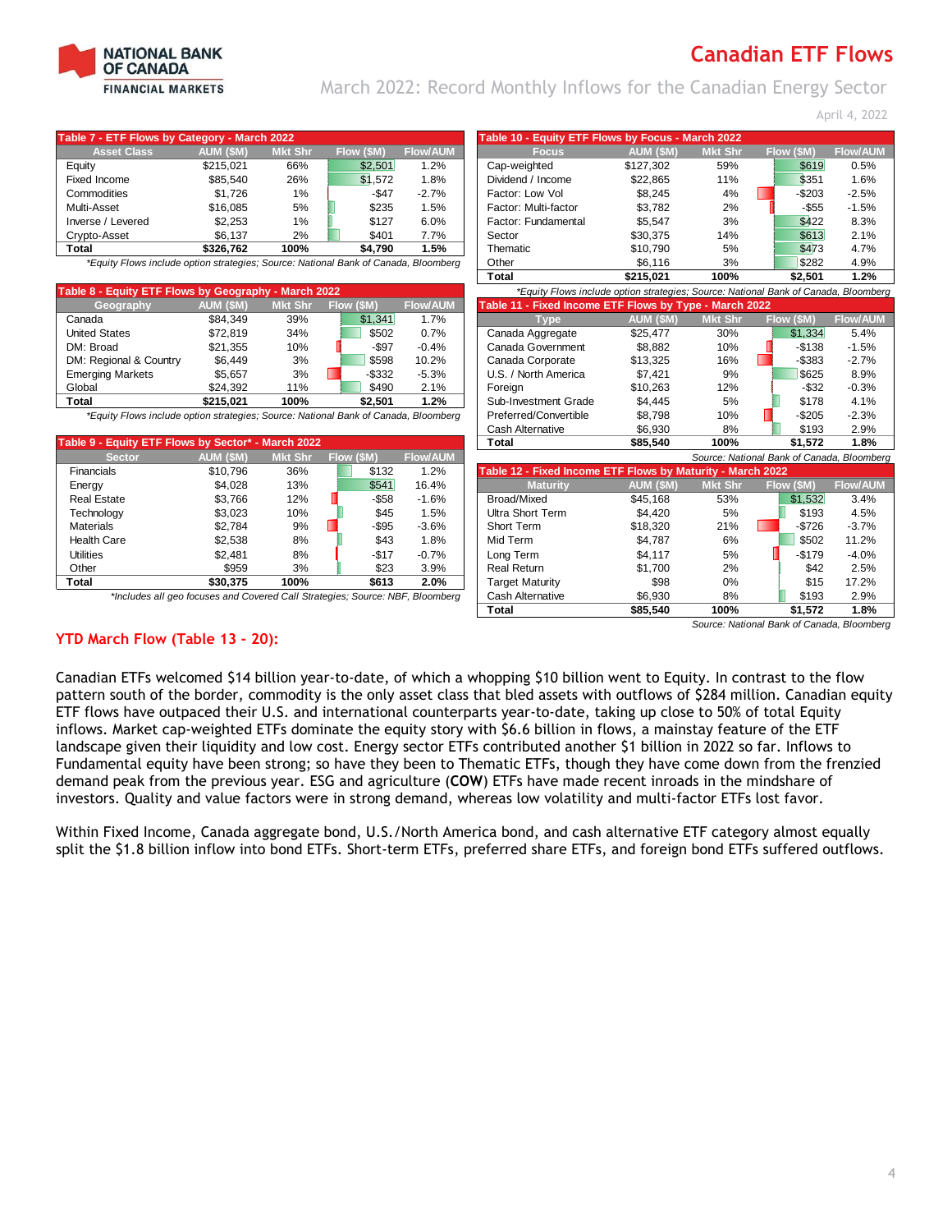# Canadian ETF Flows

## March 2022: Record Monthly Inflows for the Canadian Energy Sector

April 4, 2022

**Table 7 - ETF Flows by Category - March 2022**

| Asset Class | AUM ($M) | Mkt Shr | Flow ($M) | Flow/AUM |
|---|---|---|---|---|
| Equity | $215,021 | 66% | $2,501 | 1.2% |
| Fixed Income | $85,540 | 26% | $1,572 | 1.8% |
| Commodities | $1,726 | 1% | -$47 | -2.7% |
| Multi-Asset | $16,085 | 5% | $235 | 1.5% |
| Inverse / Levered | $2,253 | 1% | $127 | 6.0% |
| Crypto-Asset | $6,137 | 2% | $401 | 7.7% |
| **Total** | **$326,762** | **100%** | **$4,790** | **1.5%** |

*\*Equity Flows include option strategies; Source: National Bank of Canada, Bloomberg*

**Table 8 - Equity ETF Flows by Geography - March 2022**

| Geography | AUM ($M) | Mkt Shr | Flow ($M) | Flow/AUM |
|---|---|---|---|---|
| Canada | $84,349 | 39% | $1,341 | 1.7% |
| United States | $72,819 | 34% | $502 | 0.7% |
| DM: Broad | $21,355 | 10% | -$97 | -0.4% |
| DM: Regional & Country | $6,449 | 3% | $598 | 10.2% |
| Emerging Markets | $5,657 | 3% | -$332 | -5.3% |
| Global | $24,392 | 11% | $490 | 2.1% |
| **Total** | **$215,021** | **100%** | **$2,501** | **1.2%** |

*\*Equity Flows include option strategies; Source: National Bank of Canada, Bloomberg*

**Table 9 - Equity ETF Flows by Sector\* - March 2022**

| Sector | AUM ($M) | Mkt Shr | Flow ($M) | Flow/AUM |
|---|---|---|---|---|
| Financials | $10,796 | 36% | $132 | 1.2% |
| Energy | $4,028 | 13% | $541 | 16.4% |
| Real Estate | $3,766 | 12% | -$58 | -1.6% |
| Technology | $3,023 | 10% | $45 | 1.5% |
| Materials | $2,784 | 9% | -$95 | -3.6% |
| Health Care | $2,538 | 8% | $43 | 1.8% |
| Utilities | $2,481 | 8% | -$17 | -0.7% |
| Other | $959 | 3% | $23 | 3.9% |
| **Total** | **$30,375** | **100%** | **$613** | **2.0%** |

*\*Includes all geo focuses and Covered Call Strategies; Source: NBF, Bloomberg*

**Table 10 - Equity ETF Flows by Focus - March 2022**

| Focus | AUM ($M) | Mkt Shr | Flow ($M) | Flow/AUM |
|---|---|---|---|---|
| Cap-weighted | $127,302 | 59% | $619 | 0.5% |
| Dividend / Income | $22,865 | 11% | $351 | 1.6% |
| Factor: Low Vol | $8,245 | 4% | -$203 | -2.5% |
| Factor: Multi-factor | $3,782 | 2% | -$55 | -1.5% |
| Factor: Fundamental | $5,547 | 3% | $422 | 8.3% |
| Sector | $30,375 | 14% | $613 | 2.1% |
| Thematic | $10,790 | 5% | $473 | 4.7% |
| Other | $6,116 | 3% | $282 | 4.9% |
| **Total** | **$215,021** | **100%** | **$2,501** | **1.2%** |

*\*Equity Flows include option strategies; Source: National Bank of Canada, Bloomberg*

**Table 11 - Fixed Income ETF Flows by Type - March 2022**

| Type | AUM ($M) | Mkt Shr | Flow ($M) | Flow/AUM |
|---|---|---|---|---|
| Canada Aggregate | $25,477 | 30% | $1,334 | 5.4% |
| Canada Government | $8,882 | 10% | -$138 | -1.5% |
| Canada Corporate | $13,325 | 16% | -$383 | -2.7% |
| U.S. / North America | $7,421 | 9% | $625 | 8.9% |
| Foreign | $10,263 | 12% | -$32 | -0.3% |
| Sub-Investment Grade | $4,445 | 5% | $178 | 4.1% |
| Preferred/Convertible | $8,798 | 10% | -$205 | -2.3% |
| Cash Alternative | $6,930 | 8% | $193 | 2.9% |
| **Total** | **$85,540** | **100%** | **$1,572** | **1.8%** |

*Source: National Bank of Canada, Bloomberg*

**Table 12 - Fixed Income ETF Flows by Maturity - March 2022**

| Maturity | AUM ($M) | Mkt Shr | Flow ($M) | Flow/AUM |
|---|---|---|---|---|
| Broad/Mixed | $45,168 | 53% | $1,532 | 3.4% |
| Ultra Short Term | $4,420 | 5% | $193 | 4.5% |
| Short Term | $18,320 | 21% | -$726 | -3.7% |
| Mid Term | $4,787 | 6% | $502 | 11.2% |
| Long Term | $4,117 | 5% | -$179 | -4.0% |
| Real Return | $1,700 | 2% | $42 | 2.5% |
| Target Maturity | $98 | 0% | $15 | 17.2% |
| Cash Alternative | $6,930 | 8% | $193 | 2.9% |
| **Total** | **$85,540** | **100%** | **$1,572** | **1.8%** |

*Source: National Bank of Canada, Bloomberg*

### YTD March Flow (Table 13 - 20):

Canadian ETFs welcomed $14 billion year-to-date, of which a whopping $10 billion went to Equity. In contrast to the flow pattern south of the border, commodity is the only asset class that bled assets with outflows of $284 million. Canadian equity ETF flows have outpaced their U.S. and international counterparts year-to-date, taking up close to 50% of total Equity inflows. Market cap-weighted ETFs dominate the equity story with $6.6 billion in flows, a mainstay feature of the ETF landscape given their liquidity and low cost. Energy sector ETFs contributed another $1 billion in 2022 so far. Inflows to Fundamental equity have been strong; so have they been to Thematic ETFs, though they have come down from the frenzied demand peak from the previous year. ESG and agriculture (**COW**) ETFs have made recent inroads in the mindshare of investors. Quality and value factors were in strong demand, whereas low volatility and multi-factor ETFs lost favor.

Within Fixed Income, Canada aggregate bond, U.S./North America bond, and cash alternative ETF category almost equally split the $1.8 billion inflow into bond ETFs. Short-term ETFs, preferred share ETFs, and foreign bond ETFs suffered outflows.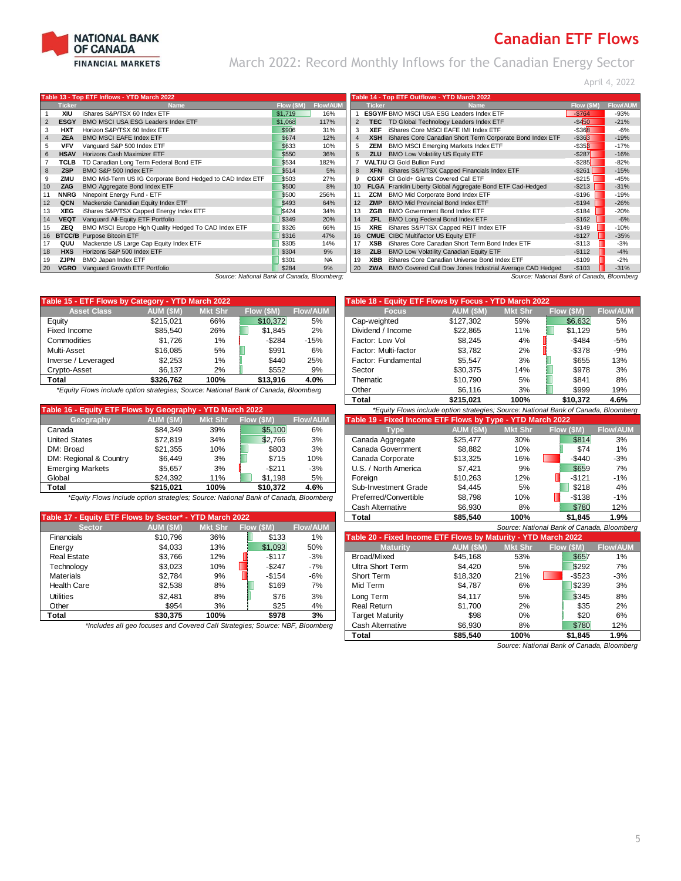# Canadian ETF Flows

## March 2022: Record Monthly Inflows for the Canadian Energy Sector

April 4, 2022

**Table 13 - Top ETF Inflows - YTD March 2022**

| | Ticker | Name | Flow ($M) | Flow/AUM |
|---|---|---|---|---|
| 1 | XIU | iShares S&P/TSX 60 Index ETF | $1,719 | 16% |
| 2 | ESGY | BMO MSCI USA ESG Leaders Index ETF | $1,068 | 117% |
| 3 | HXT | Horizon S&P/TSX 60 Index ETF | $906 | 31% |
| 4 | ZEA | BMO MSCI EAFE Index ETF | $674 | 12% |
| 5 | VFV | Vanguard S&P 500 Index ETF | $633 | 10% |
| 6 | HSAV | Horizons Cash Maximizer ETF | $550 | 36% |
| 7 | TCLB | TD Canadian Long Term Federal Bond ETF | $534 | 182% |
| 8 | ZSP | BMO S&P 500 Index ETF | $514 | 5% |
| 9 | ZMU | BMO Mid-Term US IG Corporate Bond Hedged to CAD Index ETF | $503 | 27% |
| 10 | ZAG | BMO Aggregate Bond Index ETF | $500 | 8% |
| 11 | NNRG | Ninepoint Energy Fund - ETF | $500 | 256% |
| 12 | QCN | Mackenzie Canadian Equity Index ETF | $493 | 64% |
| 13 | XEG | iShares S&P/TSX Capped Energy Index ETF | $424 | 34% |
| 14 | VEQT | Vanguard All-Equity ETF Portfolio | $349 | 20% |
| 15 | ZEQ | BMO MSCI Europe High Quality Hedged To CAD Index ETF | $326 | 66% |
| 16 | BTCC/B | Purpose Bitcoin ETF | $316 | 47% |
| 17 | QUU | Mackenzie US Large Cap Equity Index ETF | $305 | 14% |
| 18 | HXS | Horizons S&P 500 Index ETF | $304 | 9% |
| 19 | ZJPN | BMO Japan Index ETF | $301 | NA |
| 20 | VGRO | Vanguard Growth ETF Portfolio | $284 | 9% |

*Source: National Bank of Canada, Bloomberg;*

**Table 14 - Top ETF Outflows - YTD March 2022**

| | Ticker | Name | Flow ($M) | Flow/AUM |
|---|---|---|---|---|
| 1 | ESGY/F | BMO MSCI USA ESG Leaders Index ETF | -$764 | -93% |
| 2 | TEC | TD Global Technology Leaders Index ETF | -$450 | -21% |
| 3 | XEF | iShares Core MSCI EAFE IMI Index ETF | -$368 | -6% |
| 4 | XSH | iShares Core Canadian Short Term Corporate Bond Index ETF | -$363 | -19% |
| 5 | ZEM | BMO MSCI Emerging Markets Index ETF | -$353 | -17% |
| 6 | ZLU | BMO Low Volatility US Equity ETF | -$287 | -16% |
| 7 | VALT/U | CI Gold Bullion Fund | -$285 | -82% |
| 8 | XFN | iShares S&P/TSX Capped Financials Index ETF | -$261 | -15% |
| 9 | CGXF | CI Gold+ Giants Covered Call ETF | -$215 | -45% |
| 10 | FLGA | Franklin Liberty Global Aggregate Bond ETF Cad-Hedged | -$213 | -31% |
| 11 | ZCM | BMO Mid Corporate Bond Index ETF | -$196 | -19% |
| 12 | ZMP | BMO Mid Provincial Bond Index ETF | -$194 | -26% |
| 13 | ZGB | BMO Government Bond Index ETF | -$184 | -20% |
| 14 | ZFL | BMO Long Federal Bond Index ETF | -$162 | -6% |
| 15 | XRE | iShares S&P/TSX Capped REIT Index ETF | -$149 | -10% |
| 16 | CMUE | CIBC Multifactor US Equity ETF | -$127 | -35% |
| 17 | XSB | iShares Core Canadian Short Term Bond Index ETF | -$113 | -3% |
| 18 | ZLB | BMO Low Volatility Canadian Equity ETF | -$112 | -4% |
| 19 | XBB | iShares Core Canadian Universe Bond Index ETF | -$109 | -2% |
| 20 | ZWA | BMO Covered Call Dow Jones Industrial Average CAD Hedged | -$103 | -31% |

*Source: National Bank of Canada, Bloomberg*

**Table 15 - ETF Flows by Category - YTD March 2022**

| Asset Class | AUM ($M) | Mkt Shr | Flow ($M) | Flow/AUM |
|---|---|---|---|---|
| Equity | $215,021 | 66% | $10,372 | 5% |
| Fixed Income | $85,540 | 26% | $1,845 | 2% |
| Commodities | $1,726 | 1% | -$284 | -15% |
| Multi-Asset | $16,085 | 5% | $991 | 6% |
| Inverse / Leveraged | $2,253 | 1% | $440 | 25% |
| Crypto-Asset | $6,137 | 2% | $552 | 9% |
| **Total** | **$326,762** | **100%** | **$13,916** | **4.0%** |

*\*Equity Flows include option strategies; Source: National Bank of Canada, Bloomberg*

**Table 16 - Equity ETF Flows by Geography - YTD March 2022**

| Geography | AUM ($M) | Mkt Shr | Flow ($M) | Flow/AUM |
|---|---|---|---|---|
| Canada | $84,349 | 39% | $5,100 | 6% |
| United States | $72,819 | 34% | $2,766 | 3% |
| DM: Broad | $21,355 | 10% | $803 | 3% |
| DM: Regional & Country | $6,449 | 3% | $715 | 10% |
| Emerging Markets | $5,657 | 3% | -$211 | -3% |
| Global | $24,392 | 11% | $1,198 | 5% |
| **Total** | **$215,021** | **100%** | **$10,372** | **4.6%** |

*\*Equity Flows include option strategies; Source: National Bank of Canada, Bloomberg*

**Table 17 - Equity ETF Flows by Sector\* - YTD March 2022**

| Sector | AUM ($M) | Mkt Shr | Flow ($M) | Flow/AUM |
|---|---|---|---|---|
| Financials | $10,796 | 36% | $133 | 1% |
| Energy | $4,033 | 13% | $1,093 | 50% |
| Real Estate | $3,766 | 12% | -$117 | -3% |
| Technology | $3,023 | 10% | -$247 | -7% |
| Materials | $2,784 | 9% | -$154 | -6% |
| Health Care | $2,538 | 8% | $169 | 7% |
| Utilities | $2,481 | 8% | $76 | 3% |
| Other | $954 | 3% | $25 | 4% |
| **Total** | **$30,375** | **100%** | **$978** | **3%** |

*\*Includes all geo focuses and Covered Call Strategies; Source: NBF, Bloomberg*

**Table 18 - Equity ETF Flows by Focus - YTD March 2022**

| Focus | AUM ($M) | Mkt Shr | Flow ($M) | Flow/AUM |
|---|---|---|---|---|
| Cap-weighted | $127,302 | 59% | $6,632 | 5% |
| Dividend / Income | $22,865 | 11% | $1,129 | 5% |
| Factor: Low Vol | $8,245 | 4% | -$484 | -5% |
| Factor: Multi-factor | $3,782 | 2% | -$378 | -9% |
| Factor: Fundamental | $5,547 | 3% | $655 | 13% |
| Sector | $30,375 | 14% | $978 | 3% |
| Thematic | $10,790 | 5% | $841 | 8% |
| Other | $6,116 | 3% | $999 | 19% |
| **Total** | **$215,021** | **100%** | **$10,372** | **4.6%** |

*\*Equity Flows include option strategies; Source: National Bank of Canada, Bloomberg*

**Table 19 - Fixed Income ETF Flows by Type - YTD March 2022**

| Type | AUM ($M) | Mkt Shr | Flow ($M) | Flow/AUM |
|---|---|---|---|---|
| Canada Aggregate | $25,477 | 30% | $814 | 3% |
| Canada Government | $8,882 | 10% | $74 | 1% |
| Canada Corporate | $13,325 | 16% | -$440 | -3% |
| U.S. / North America | $7,421 | 9% | $659 | 7% |
| Foreign | $10,263 | 12% | -$121 | -1% |
| Sub-Investment Grade | $4,445 | 5% | $218 | 4% |
| Preferred/Convertible | $8,798 | 10% | -$138 | -1% |
| Cash Alternative | $6,930 | 8% | $780 | 12% |
| **Total** | **$85,540** | **100%** | **$1,845** | **1.9%** |

*Source: National Bank of Canada, Bloomberg*

**Table 20 - Fixed Income ETF Flows by Maturity - YTD March 2022**

| Maturity | AUM ($M) | Mkt Shr | Flow ($M) | Flow/AUM |
|---|---|---|---|---|
| Broad/Mixed | $45,168 | 53% | $657 | 1% |
| Ultra Short Term | $4,420 | 5% | $292 | 7% |
| Short Term | $18,320 | 21% | -$523 | -3% |
| Mid Term | $4,787 | 6% | $239 | 3% |
| Long Term | $4,117 | 5% | $345 | 8% |
| Real Return | $1,700 | 2% | $35 | 2% |
| Target Maturity | $98 | 0% | $20 | 6% |
| Cash Alternative | $6,930 | 8% | $780 | 12% |
| **Total** | **$85,540** | **100%** | **$1,845** | **1.9%** |

*Source: National Bank of Canada, Bloomberg*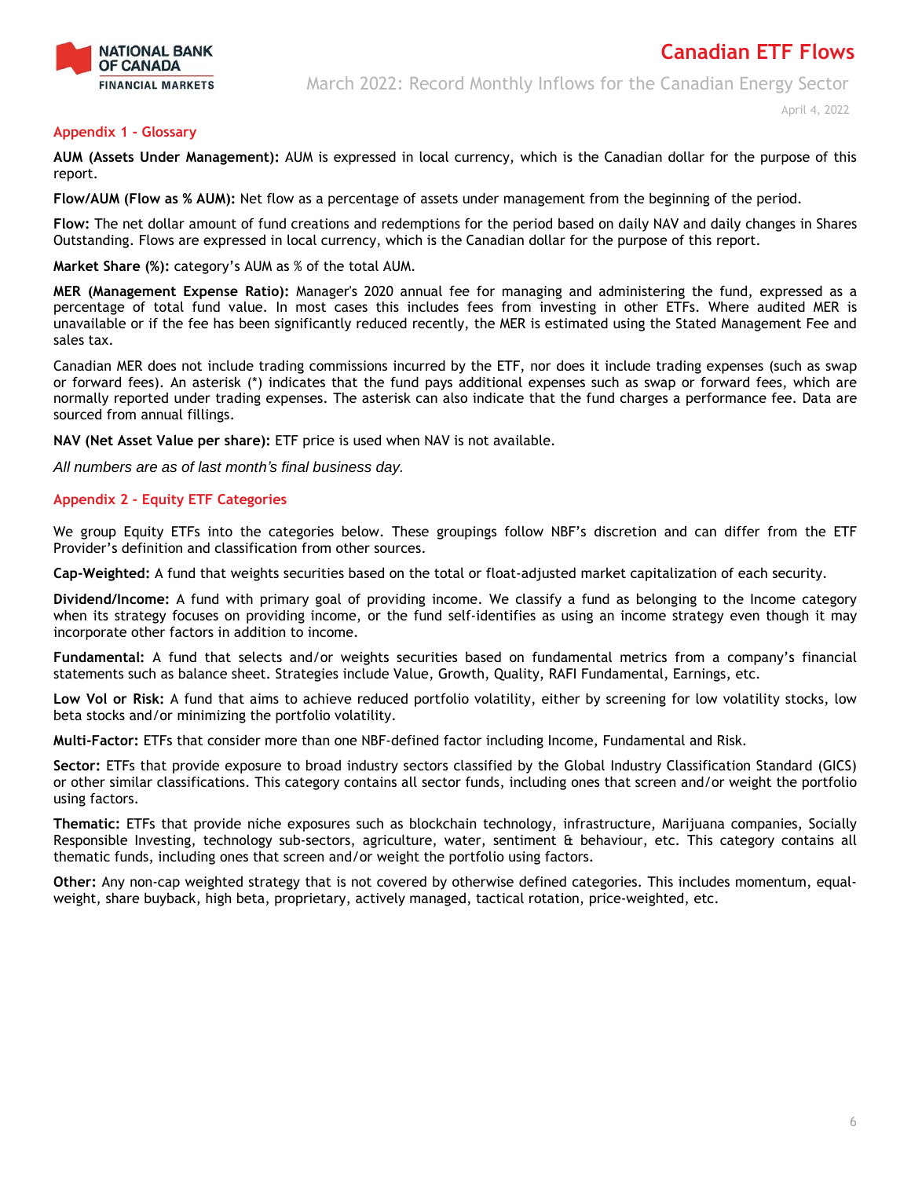## Appendix 1 - Glossary

**AUM (Assets Under Management):** AUM is expressed in local currency, which is the Canadian dollar for the purpose of this report.

**Flow/AUM (Flow as % AUM):** Net flow as a percentage of assets under management from the beginning of the period.

**Flow:** The net dollar amount of fund creations and redemptions for the period based on daily NAV and daily changes in Shares Outstanding. Flows are expressed in local currency, which is the Canadian dollar for the purpose of this report.

**Market Share (%):** category's AUM as % of the total AUM.

**MER (Management Expense Ratio):** Manager's 2020 annual fee for managing and administering the fund, expressed as a percentage of total fund value. In most cases this includes fees from investing in other ETFs. Where audited MER is unavailable or if the fee has been significantly reduced recently, the MER is estimated using the Stated Management Fee and sales tax.

Canadian MER does not include trading commissions incurred by the ETF, nor does it include trading expenses (such as swap or forward fees). An asterisk (*) indicates that the fund pays additional expenses such as swap or forward fees, which are normally reported under trading expenses. The asterisk can also indicate that the fund charges a performance fee. Data are sourced from annual fillings.

**NAV (Net Asset Value per share):** ETF price is used when NAV is not available.

*All numbers are as of last month's final business day.*

## Appendix 2 - Equity ETF Categories

We group Equity ETFs into the categories below. These groupings follow NBF's discretion and can differ from the ETF Provider's definition and classification from other sources.

**Cap-Weighted:** A fund that weights securities based on the total or float-adjusted market capitalization of each security.

**Dividend/Income:** A fund with primary goal of providing income. We classify a fund as belonging to the Income category when its strategy focuses on providing income, or the fund self-identifies as using an income strategy even though it may incorporate other factors in addition to income.

**Fundamental:** A fund that selects and/or weights securities based on fundamental metrics from a company's financial statements such as balance sheet. Strategies include Value, Growth, Quality, RAFI Fundamental, Earnings, etc.

**Low Vol or Risk:** A fund that aims to achieve reduced portfolio volatility, either by screening for low volatility stocks, low beta stocks and/or minimizing the portfolio volatility.

**Multi-Factor:** ETFs that consider more than one NBF-defined factor including Income, Fundamental and Risk.

**Sector:** ETFs that provide exposure to broad industry sectors classified by the Global Industry Classification Standard (GICS) or other similar classifications. This category contains all sector funds, including ones that screen and/or weight the portfolio using factors.

**Thematic:** ETFs that provide niche exposures such as blockchain technology, infrastructure, Marijuana companies, Socially Responsible Investing, technology sub-sectors, agriculture, water, sentiment & behaviour, etc. This category contains all thematic funds, including ones that screen and/or weight the portfolio using factors.

**Other:** Any non-cap weighted strategy that is not covered by otherwise defined categories. This includes momentum, equal-weight, share buyback, high beta, proprietary, actively managed, tactical rotation, price-weighted, etc.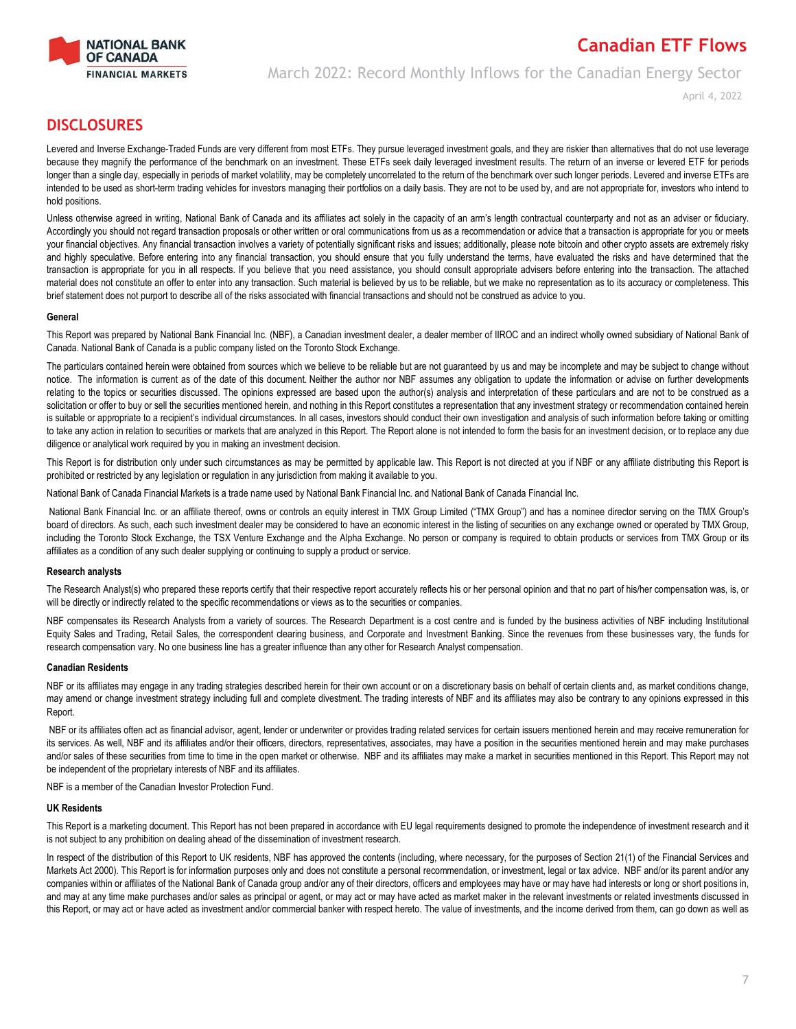## DISCLOSURES

Levered and Inverse Exchange-Traded Funds are very different from most ETFs. They pursue leveraged investment goals, and they are riskier than alternatives that do not use leverage because they magnify the performance of the benchmark on an investment. These ETFs seek daily leveraged investment results. The return of an inverse or levered ETF for periods longer than a single day, especially in periods of market volatility, may be completely uncorrelated to the return of the benchmark over such longer periods. Levered and inverse ETFs are intended to be used as short-term trading vehicles for investors managing their portfolios on a daily basis. They are not to be used by, and are not appropriate for, investors who intend to hold positions.

Unless otherwise agreed in writing, National Bank of Canada and its affiliates act solely in the capacity of an arm's length contractual counterparty and not as an adviser or fiduciary. Accordingly you should not regard transaction proposals or other written or oral communications from us as a recommendation or advice that a transaction is appropriate for you or meets your financial objectives. Any financial transaction involves a variety of potentially significant risks and issues; additionally, please note bitcoin and other crypto assets are extremely risky and highly speculative. Before entering into any financial transaction, you should ensure that you fully understand the terms, have evaluated the risks and have determined that the transaction is appropriate for you in all respects. If you believe that you need assistance, you should consult appropriate advisers before entering into the transaction. The attached material does not constitute an offer to enter into any transaction. Such material is believed by us to be reliable, but we make no representation as to its accuracy or completeness. This brief statement does not purport to describe all of the risks associated with financial transactions and should not be construed as advice to you.

#### General

This Report was prepared by National Bank Financial Inc. (NBF), a Canadian investment dealer, a dealer member of IIROC and an indirect wholly owned subsidiary of National Bank of Canada. National Bank of Canada is a public company listed on the Toronto Stock Exchange.

The particulars contained herein were obtained from sources which we believe to be reliable but are not guaranteed by us and may be incomplete and may be subject to change without notice. The information is current as of the date of this document. Neither the author nor NBF assumes any obligation to update the information or advise on further developments relating to the topics or securities discussed. The opinions expressed are based upon the author(s) analysis and interpretation of these particulars and are not to be construed as a solicitation or offer to buy or sell the securities mentioned herein, and nothing in this Report constitutes a representation that any investment strategy or recommendation contained herein is suitable or appropriate to a recipient's individual circumstances. In all cases, investors should conduct their own investigation and analysis of such information before taking or omitting to take any action in relation to securities or markets that are analyzed in this Report. The Report alone is not intended to form the basis for an investment decision, or to replace any due diligence or analytical work required by you in making an investment decision.

This Report is for distribution only under such circumstances as may be permitted by applicable law. This Report is not directed at you if NBF or any affiliate distributing this Report is prohibited or restricted by any legislation or regulation in any jurisdiction from making it available to you.

National Bank of Canada Financial Markets is a trade name used by National Bank Financial Inc. and National Bank of Canada Financial Inc.

National Bank Financial Inc. or an affiliate thereof, owns or controls an equity interest in TMX Group Limited ("TMX Group") and has a nominee director serving on the TMX Group's board of directors. As such, each such investment dealer may be considered to have an economic interest in the listing of securities on any exchange owned or operated by TMX Group, including the Toronto Stock Exchange, the TSX Venture Exchange and the Alpha Exchange. No person or company is required to obtain products or services from TMX Group or its affiliates as a condition of any such dealer supplying or continuing to supply a product or service.

#### Research analysts

The Research Analyst(s) who prepared these reports certify that their respective report accurately reflects his or her personal opinion and that no part of his/her compensation was, is, or will be directly or indirectly related to the specific recommendations or views as to the securities or companies.

NBF compensates its Research Analysts from a variety of sources. The Research Department is a cost centre and is funded by the business activities of NBF including Institutional Equity Sales and Trading, Retail Sales, the correspondent clearing business, and Corporate and Investment Banking. Since the revenues from these businesses vary, the funds for research compensation vary. No one business line has a greater influence than any other for Research Analyst compensation.

#### Canadian Residents

NBF or its affiliates may engage in any trading strategies described herein for their own account or on a discretionary basis on behalf of certain clients and, as market conditions change, may amend or change investment strategy including full and complete divestment. The trading interests of NBF and its affiliates may also be contrary to any opinions expressed in this Report.

NBF or its affiliates often act as financial advisor, agent, lender or underwriter or provides trading related services for certain issuers mentioned herein and may receive remuneration for its services. As well, NBF and its affiliates and/or their officers, directors, representatives, associates, may have a position in the securities mentioned herein and may make purchases and/or sales of these securities from time to time in the open market or otherwise. NBF and its affiliates may make a market in securities mentioned in this Report. This Report may not be independent of the proprietary interests of NBF and its affiliates.

NBF is a member of the Canadian Investor Protection Fund.

#### UK Residents

This Report is a marketing document. This Report has not been prepared in accordance with EU legal requirements designed to promote the independence of investment research and it is not subject to any prohibition on dealing ahead of the dissemination of investment research.

In respect of the distribution of this Report to UK residents, NBF has approved the contents (including, where necessary, for the purposes of Section 21(1) of the Financial Services and Markets Act 2000). This Report is for information purposes only and does not constitute a personal recommendation, or investment, legal or tax advice. NBF and/or its parent and/or any companies within or affiliates of the National Bank of Canada group and/or any of their directors, officers and employees may have or may have had interests or long or short positions in, and may at any time make purchases and/or sales as principal or agent, or may act or may have acted as market maker in the relevant investments or related investments discussed in this Report, or may act or have acted as investment and/or commercial banker with respect hereto. The value of investments, and the income derived from them, can go down as well as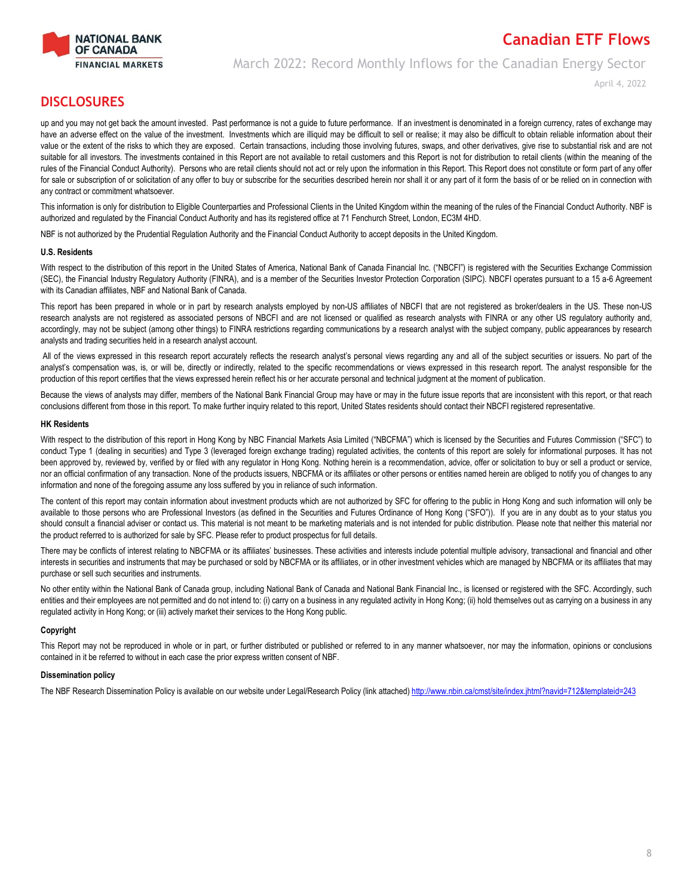## DISCLOSURES

up and you may not get back the amount invested. Past performance is not a guide to future performance. If an investment is denominated in a foreign currency, rates of exchange may have an adverse effect on the value of the investment. Investments which are illiquid may be difficult to sell or realise; it may also be difficult to obtain reliable information about their value or the extent of the risks to which they are exposed. Certain transactions, including those involving futures, swaps, and other derivatives, give rise to substantial risk and are not suitable for all investors. The investments contained in this Report are not available to retail customers and this Report is not for distribution to retail clients (within the meaning of the rules of the Financial Conduct Authority). Persons who are retail clients should not act or rely upon the information in this Report. This Report does not constitute or form part of any offer for sale or subscription of or solicitation of any offer to buy or subscribe for the securities described herein nor shall it or any part of it form the basis of or be relied on in connection with any contract or commitment whatsoever.

This information is only for distribution to Eligible Counterparties and Professional Clients in the United Kingdom within the meaning of the rules of the Financial Conduct Authority. NBF is authorized and regulated by the Financial Conduct Authority and has its registered office at 71 Fenchurch Street, London, EC3M 4HD.

NBF is not authorized by the Prudential Regulation Authority and the Financial Conduct Authority to accept deposits in the United Kingdom.

**U.S. Residents**

With respect to the distribution of this report in the United States of America, National Bank of Canada Financial Inc. ("NBCFI") is registered with the Securities Exchange Commission (SEC), the Financial Industry Regulatory Authority (FINRA), and is a member of the Securities Investor Protection Corporation (SIPC). NBCFI operates pursuant to a 15 a-6 Agreement with its Canadian affiliates, NBF and National Bank of Canada.

This report has been prepared in whole or in part by research analysts employed by non-US affiliates of NBCFI that are not registered as broker/dealers in the US. These non-US research analysts are not registered as associated persons of NBCFI and are not licensed or qualified as research analysts with FINRA or any other US regulatory authority and, accordingly, may not be subject (among other things) to FINRA restrictions regarding communications by a research analyst with the subject company, public appearances by research analysts and trading securities held in a research analyst account.

All of the views expressed in this research report accurately reflects the research analyst's personal views regarding any and all of the subject securities or issuers. No part of the analyst's compensation was, is, or will be, directly or indirectly, related to the specific recommendations or views expressed in this research report. The analyst responsible for the production of this report certifies that the views expressed herein reflect his or her accurate personal and technical judgment at the moment of publication.

Because the views of analysts may differ, members of the National Bank Financial Group may have or may in the future issue reports that are inconsistent with this report, or that reach conclusions different from those in this report. To make further inquiry related to this report, United States residents should contact their NBCFI registered representative.

**HK Residents**

With respect to the distribution of this report in Hong Kong by NBC Financial Markets Asia Limited ("NBCFMA") which is licensed by the Securities and Futures Commission ("SFC") to conduct Type 1 (dealing in securities) and Type 3 (leveraged foreign exchange trading) regulated activities, the contents of this report are solely for informational purposes. It has not been approved by, reviewed by, verified by or filed with any regulator in Hong Kong. Nothing herein is a recommendation, advice, offer or solicitation to buy or sell a product or service, nor an official confirmation of any transaction. None of the products issuers, NBCFMA or its affiliates or other persons or entities named herein are obliged to notify you of changes to any information and none of the foregoing assume any loss suffered by you in reliance of such information.

The content of this report may contain information about investment products which are not authorized by SFC for offering to the public in Hong Kong and such information will only be available to those persons who are Professional Investors (as defined in the Securities and Futures Ordinance of Hong Kong ("SFO")). If you are in any doubt as to your status you should consult a financial adviser or contact us. This material is not meant to be marketing materials and is not intended for public distribution. Please note that neither this material nor the product referred to is authorized for sale by SFC. Please refer to product prospectus for full details.

There may be conflicts of interest relating to NBCFMA or its affiliates' businesses. These activities and interests include potential multiple advisory, transactional and financial and other interests in securities and instruments that may be purchased or sold by NBCFMA or its affiliates, or in other investment vehicles which are managed by NBCFMA or its affiliates that may purchase or sell such securities and instruments.

No other entity within the National Bank of Canada group, including National Bank of Canada and National Bank Financial Inc., is licensed or registered with the SFC. Accordingly, such entities and their employees are not permitted and do not intend to: (i) carry on a business in any regulated activity in Hong Kong; (ii) hold themselves out as carrying on a business in any regulated activity in Hong Kong; or (iii) actively market their services to the Hong Kong public.

**Copyright**

This Report may not be reproduced in whole or in part, or further distributed or published or referred to in any manner whatsoever, nor may the information, opinions or conclusions contained in it be referred to without in each case the prior express written consent of NBF.

**Dissemination policy**

The NBF Research Dissemination Policy is available on our website under Legal/Research Policy (link attached) http://www.nbin.ca/cmst/site/index.jhtml?navid=712&templateid=243